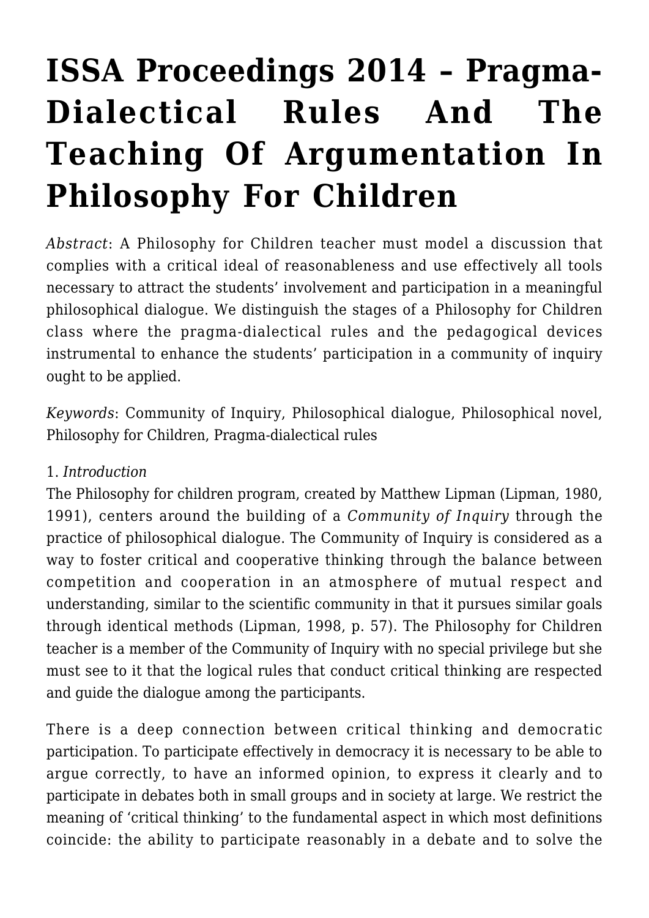# ISSA Proceedings 2014 – Pragma-Dialectical Rules And The Teaching Of Argumentation In Philosophy For Children

*Abstract*: A Philosophy for Children teacher must model a discussion that complies with a critical ideal of reasonableness and use effectively all tools necessary to attract the students' involvement and participation in a meaningful philosophical dialogue. We distinguish the stages of a Philosophy for Children class where the pragma-dialectical rules and the pedagogical devices instrumental to enhance the students' participation in a community of inquiry ought to be applied.

*Keywords*: Community of Inquiry, Philosophical dialogue, Philosophical novel, Philosophy for Children, Pragma-dialectical rules

1. *Introduction*

The Philosophy for children program, created by Matthew Lipman (Lipman, 1980, 1991), centers around the building of a *Community of Inquiry* through the practice of philosophical dialogue. The Community of Inquiry is considered as a way to foster critical and cooperative thinking through the balance between competition and cooperation in an atmosphere of mutual respect and understanding, similar to the scientific community in that it pursues similar goals through identical methods (Lipman, 1998, p. 57). The Philosophy for Children teacher is a member of the Community of Inquiry with no special privilege but she must see to it that the logical rules that conduct critical thinking are respected and guide the dialogue among the participants.

There is a deep connection between critical thinking and democratic participation. To participate effectively in democracy it is necessary to be able to argue correctly, to have an informed opinion, to express it clearly and to participate in debates both in small groups and in society at large. We restrict the meaning of 'critical thinking' to the fundamental aspect in which most definitions coincide: the ability to participate reasonably in a debate and to solve the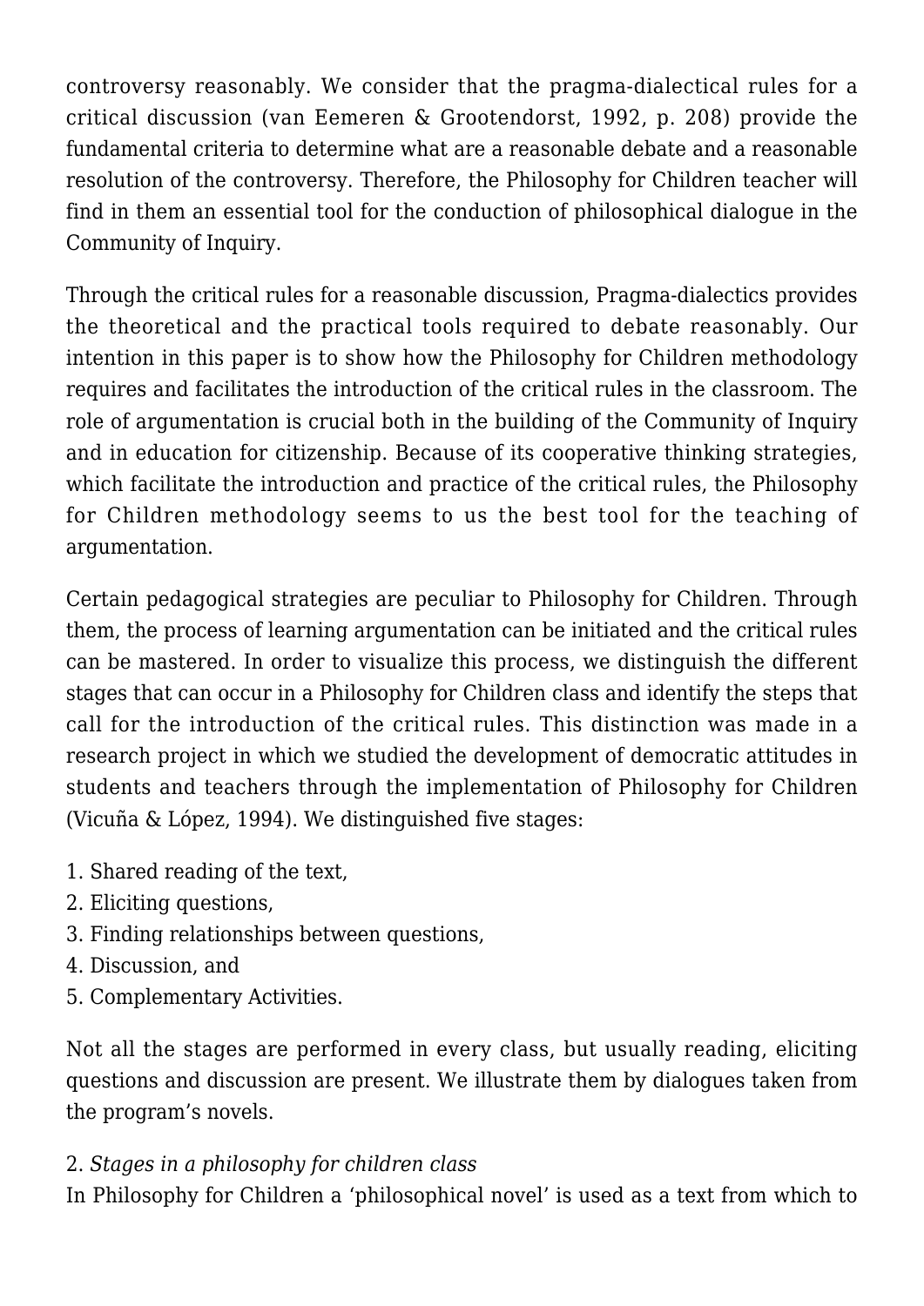controversy reasonably. We consider that the pragma-dialectical rules for a critical discussion (van Eemeren & Grootendorst, 1992, p. 208) provide the fundamental criteria to determine what are a reasonable debate and a reasonable resolution of the controversy. Therefore, the Philosophy for Children teacher will find in them an essential tool for the conduction of philosophical dialogue in the Community of Inquiry.

Through the critical rules for a reasonable discussion, Pragma-dialectics provides the theoretical and the practical tools required to debate reasonably. Our intention in this paper is to show how the Philosophy for Children methodology requires and facilitates the introduction of the critical rules in the classroom. The role of argumentation is crucial both in the building of the Community of Inquiry and in education for citizenship. Because of its cooperative thinking strategies, which facilitate the introduction and practice of the critical rules, the Philosophy for Children methodology seems to us the best tool for the teaching of argumentation.

Certain pedagogical strategies are peculiar to Philosophy for Children. Through them, the process of learning argumentation can be initiated and the critical rules can be mastered. In order to visualize this process, we distinguish the different stages that can occur in a Philosophy for Children class and identify the steps that call for the introduction of the critical rules. This distinction was made in a research project in which we studied the development of democratic attitudes in students and teachers through the implementation of Philosophy for Children (Vicuña & López, 1994). We distinguished five stages:

1. Shared reading of the text,
2. Eliciting questions,
3. Finding relationships between questions,
4. Discussion, and
5. Complementary Activities.

Not all the stages are performed in every class, but usually reading, eliciting questions and discussion are present. We illustrate them by dialogues taken from the program's novels.

## 2. *Stages in a philosophy for children class*

In Philosophy for Children a 'philosophical novel' is used as a text from which to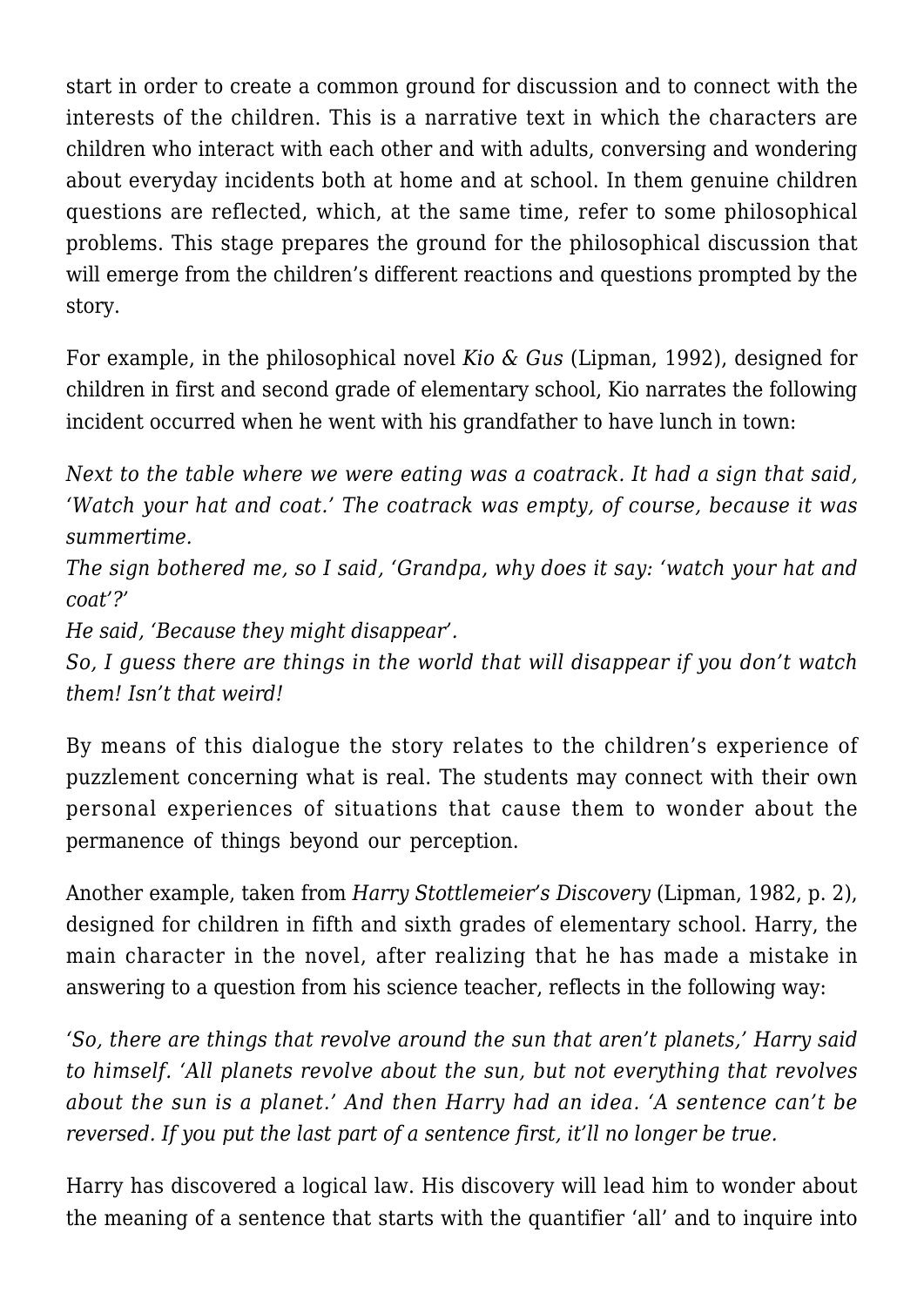start in order to create a common ground for discussion and to connect with the interests of the children. This is a narrative text in which the characters are children who interact with each other and with adults, conversing and wondering about everyday incidents both at home and at school. In them genuine children questions are reflected, which, at the same time, refer to some philosophical problems. This stage prepares the ground for the philosophical discussion that will emerge from the children's different reactions and questions prompted by the story.

For example, in the philosophical novel *Kio & Gus* (Lipman, 1992), designed for children in first and second grade of elementary school, Kio narrates the following incident occurred when he went with his grandfather to have lunch in town:

*Next to the table where we were eating was a coatrack. It had a sign that said, 'Watch your hat and coat.' The coatrack was empty, of course, because it was summertime.*
*The sign bothered me, so I said, 'Grandpa, why does it say: 'watch your hat and coat'?'*
*He said, 'Because they might disappear'.*
*So, I guess there are things in the world that will disappear if you don't watch them! Isn't that weird!*

By means of this dialogue the story relates to the children's experience of puzzlement concerning what is real. The students may connect with their own personal experiences of situations that cause them to wonder about the permanence of things beyond our perception.

Another example, taken from *Harry Stottlemeier's Discovery* (Lipman, 1982, p. 2), designed for children in fifth and sixth grades of elementary school. Harry, the main character in the novel, after realizing that he has made a mistake in answering to a question from his science teacher, reflects in the following way:

*'So, there are things that revolve around the sun that aren't planets,' Harry said to himself. 'All planets revolve about the sun, but not everything that revolves about the sun is a planet.' And then Harry had an idea. 'A sentence can't be reversed. If you put the last part of a sentence first, it'll no longer be true.*

Harry has discovered a logical law. His discovery will lead him to wonder about the meaning of a sentence that starts with the quantifier 'all' and to inquire into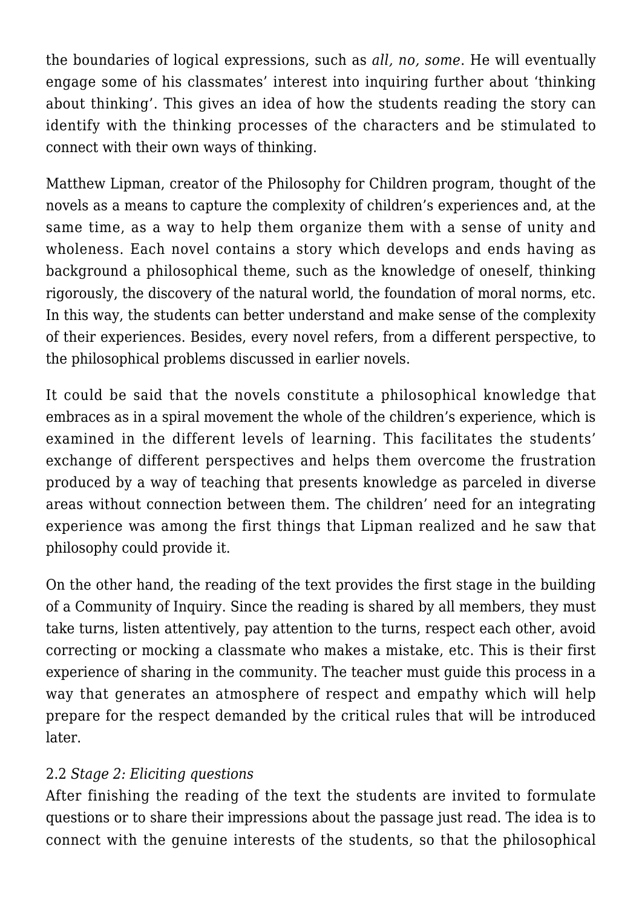the boundaries of logical expressions, such as *all, no, some*. He will eventually engage some of his classmates' interest into inquiring further about 'thinking about thinking'. This gives an idea of how the students reading the story can identify with the thinking processes of the characters and be stimulated to connect with their own ways of thinking.

Matthew Lipman, creator of the Philosophy for Children program, thought of the novels as a means to capture the complexity of children's experiences and, at the same time, as a way to help them organize them with a sense of unity and wholeness. Each novel contains a story which develops and ends having as background a philosophical theme, such as the knowledge of oneself, thinking rigorously, the discovery of the natural world, the foundation of moral norms, etc. In this way, the students can better understand and make sense of the complexity of their experiences. Besides, every novel refers, from a different perspective, to the philosophical problems discussed in earlier novels.

It could be said that the novels constitute a philosophical knowledge that embraces as in a spiral movement the whole of the children's experience, which is examined in the different levels of learning. This facilitates the students' exchange of different perspectives and helps them overcome the frustration produced by a way of teaching that presents knowledge as parceled in diverse areas without connection between them. The children' need for an integrating experience was among the first things that Lipman realized and he saw that philosophy could provide it.

On the other hand, the reading of the text provides the first stage in the building of a Community of Inquiry. Since the reading is shared by all members, they must take turns, listen attentively, pay attention to the turns, respect each other, avoid correcting or mocking a classmate who makes a mistake, etc. This is their first experience of sharing in the community. The teacher must guide this process in a way that generates an atmosphere of respect and empathy which will help prepare for the respect demanded by the critical rules that will be introduced later.

### 2.2 *Stage 2: Eliciting questions*

After finishing the reading of the text the students are invited to formulate questions or to share their impressions about the passage just read. The idea is to connect with the genuine interests of the students, so that the philosophical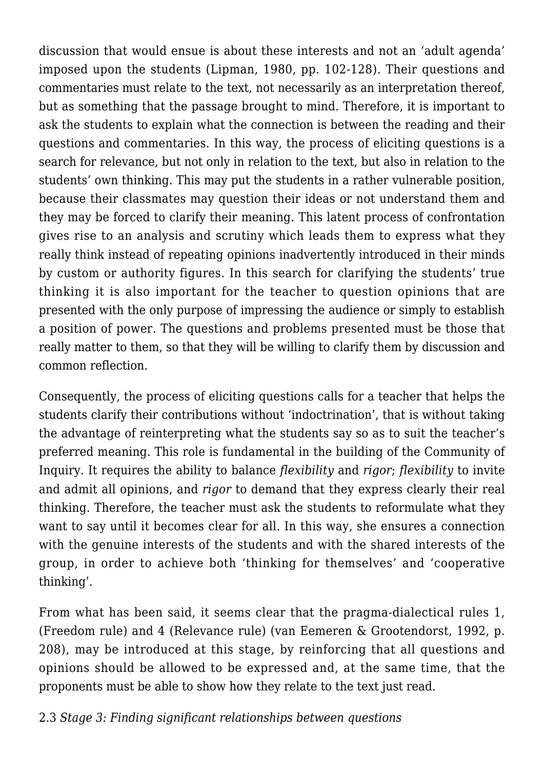discussion that would ensue is about these interests and not an 'adult agenda' imposed upon the students (Lipman, 1980, pp. 102-128). Their questions and commentaries must relate to the text, not necessarily as an interpretation thereof, but as something that the passage brought to mind. Therefore, it is important to ask the students to explain what the connection is between the reading and their questions and commentaries. In this way, the process of eliciting questions is a search for relevance, but not only in relation to the text, but also in relation to the students' own thinking. This may put the students in a rather vulnerable position, because their classmates may question their ideas or not understand them and they may be forced to clarify their meaning. This latent process of confrontation gives rise to an analysis and scrutiny which leads them to express what they really think instead of repeating opinions inadvertently introduced in their minds by custom or authority figures. In this search for clarifying the students' true thinking it is also important for the teacher to question opinions that are presented with the only purpose of impressing the audience or simply to establish a position of power. The questions and problems presented must be those that really matter to them, so that they will be willing to clarify them by discussion and common reflection.

Consequently, the process of eliciting questions calls for a teacher that helps the students clarify their contributions without 'indoctrination', that is without taking the advantage of reinterpreting what the students say so as to suit the teacher's preferred meaning. This role is fundamental in the building of the Community of Inquiry. It requires the ability to balance *flexibility* and *rigor*; *flexibility* to invite and admit all opinions, and *rigor* to demand that they express clearly their real thinking. Therefore, the teacher must ask the students to reformulate what they want to say until it becomes clear for all. In this way, she ensures a connection with the genuine interests of the students and with the shared interests of the group, in order to achieve both 'thinking for themselves' and 'cooperative thinking'.

From what has been said, it seems clear that the pragma-dialectical rules 1, (Freedom rule) and 4 (Relevance rule) (van Eemeren & Grootendorst, 1992, p. 208), may be introduced at this stage, by reinforcing that all questions and opinions should be allowed to be expressed and, at the same time, that the proponents must be able to show how they relate to the text just read.

### 2.3 *Stage 3: Finding significant relationships between questions*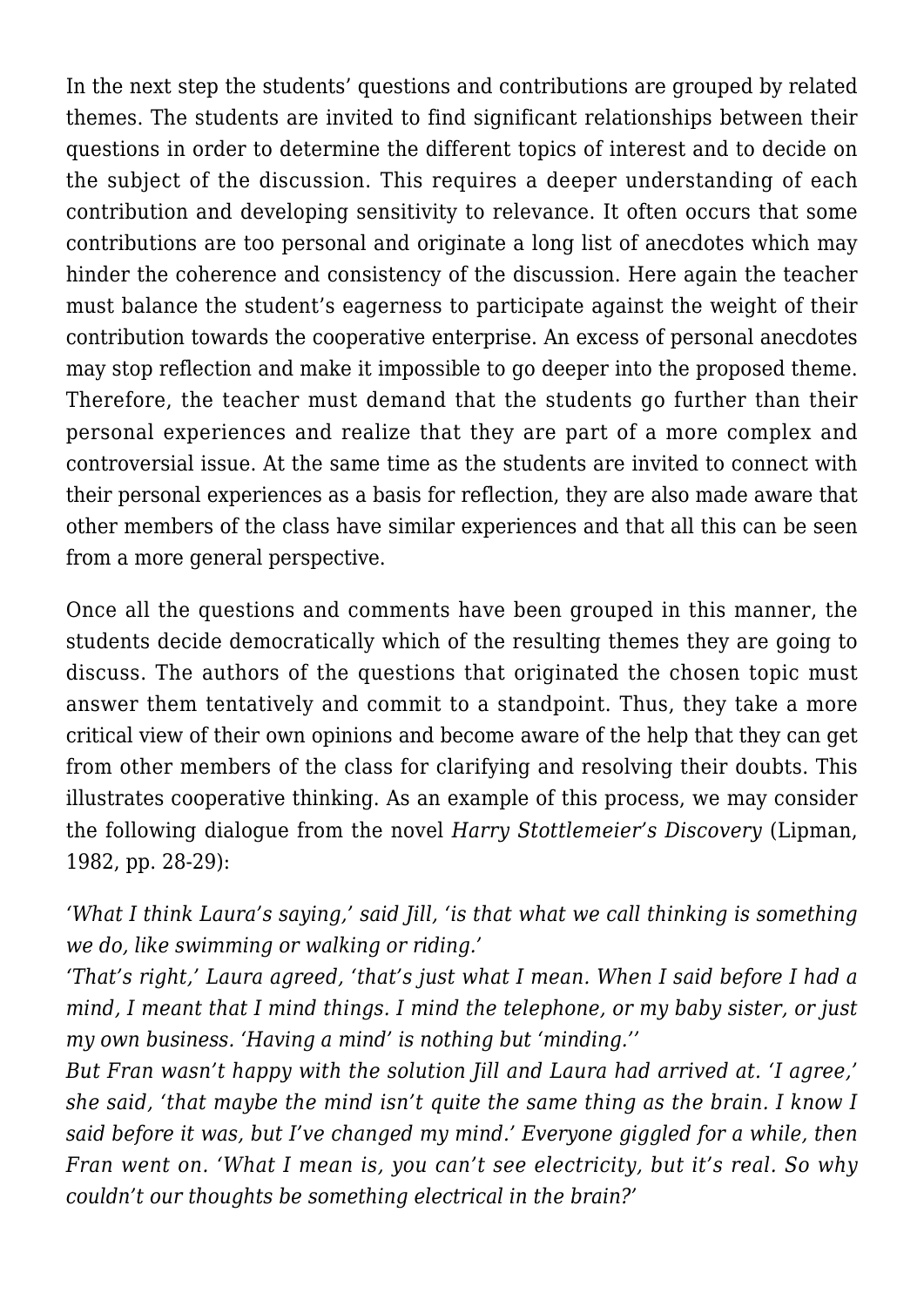In the next step the students' questions and contributions are grouped by related themes. The students are invited to find significant relationships between their questions in order to determine the different topics of interest and to decide on the subject of the discussion. This requires a deeper understanding of each contribution and developing sensitivity to relevance. It often occurs that some contributions are too personal and originate a long list of anecdotes which may hinder the coherence and consistency of the discussion. Here again the teacher must balance the student's eagerness to participate against the weight of their contribution towards the cooperative enterprise. An excess of personal anecdotes may stop reflection and make it impossible to go deeper into the proposed theme. Therefore, the teacher must demand that the students go further than their personal experiences and realize that they are part of a more complex and controversial issue. At the same time as the students are invited to connect with their personal experiences as a basis for reflection, they are also made aware that other members of the class have similar experiences and that all this can be seen from a more general perspective.

Once all the questions and comments have been grouped in this manner, the students decide democratically which of the resulting themes they are going to discuss. The authors of the questions that originated the chosen topic must answer them tentatively and commit to a standpoint. Thus, they take a more critical view of their own opinions and become aware of the help that they can get from other members of the class for clarifying and resolving their doubts. This illustrates cooperative thinking. As an example of this process, we may consider the following dialogue from the novel *Harry Stottlemeier's Discovery* (Lipman, 1982, pp. 28-29):

*'What I think Laura's saying,' said Jill, 'is that what we call thinking is something we do, like swimming or walking or riding.'*
*'That's right,' Laura agreed, 'that's just what I mean. When I said before I had a mind, I meant that I mind things. I mind the telephone, or my baby sister, or just my own business. 'Having a mind' is nothing but 'minding.''*
*But Fran wasn't happy with the solution Jill and Laura had arrived at. 'I agree,' she said, 'that maybe the mind isn't quite the same thing as the brain. I know I said before it was, but I've changed my mind.' Everyone giggled for a while, then Fran went on. 'What I mean is, you can't see electricity, but it's real. So why couldn't our thoughts be something electrical in the brain?'*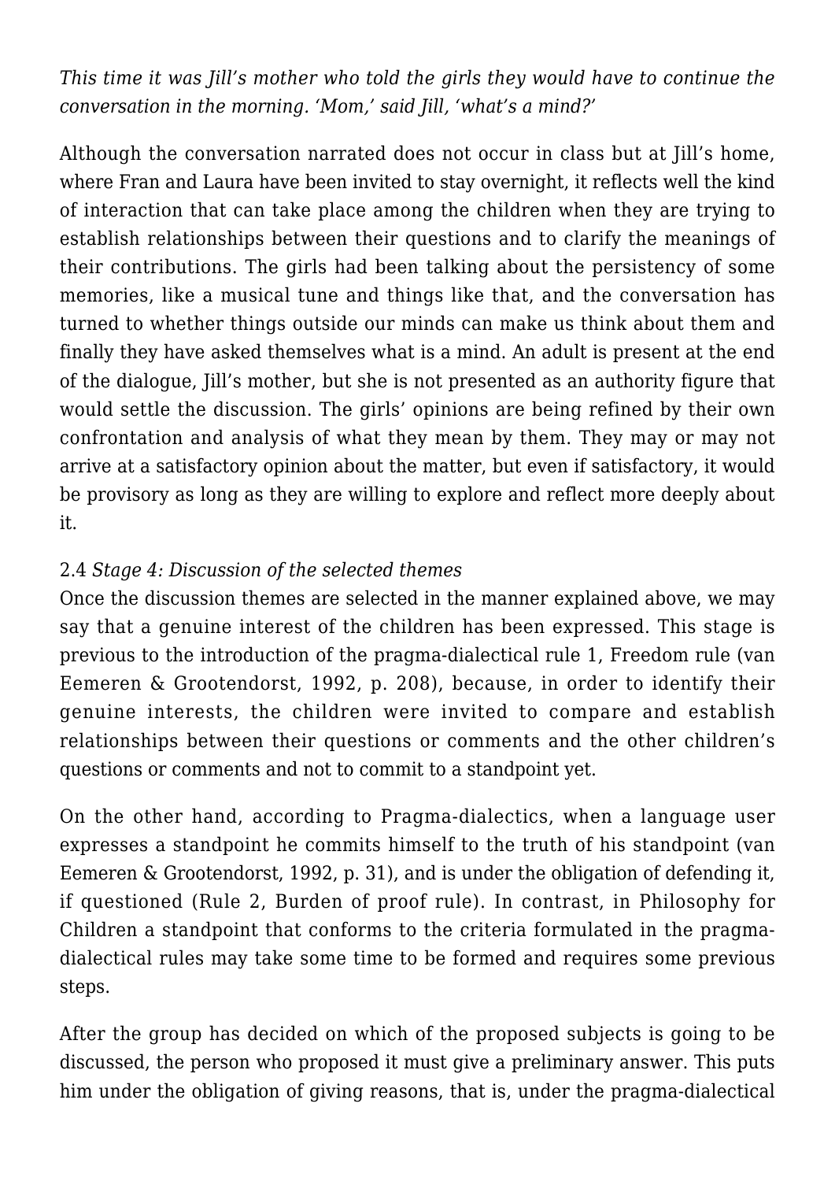*This time it was Jill's mother who told the girls they would have to continue the conversation in the morning. 'Mom,' said Jill, 'what's a mind?'*

Although the conversation narrated does not occur in class but at Jill's home, where Fran and Laura have been invited to stay overnight, it reflects well the kind of interaction that can take place among the children when they are trying to establish relationships between their questions and to clarify the meanings of their contributions. The girls had been talking about the persistency of some memories, like a musical tune and things like that, and the conversation has turned to whether things outside our minds can make us think about them and finally they have asked themselves what is a mind. An adult is present at the end of the dialogue, Jill's mother, but she is not presented as an authority figure that would settle the discussion. The girls' opinions are being refined by their own confrontation and analysis of what they mean by them. They may or may not arrive at a satisfactory opinion about the matter, but even if satisfactory, it would be provisory as long as they are willing to explore and reflect more deeply about it.

### 2.4 *Stage 4: Discussion of the selected themes*

Once the discussion themes are selected in the manner explained above, we may say that a genuine interest of the children has been expressed. This stage is previous to the introduction of the pragma-dialectical rule 1, Freedom rule (van Eemeren & Grootendorst, 1992, p. 208), because, in order to identify their genuine interests, the children were invited to compare and establish relationships between their questions or comments and the other children's questions or comments and not to commit to a standpoint yet.

On the other hand, according to Pragma-dialectics, when a language user expresses a standpoint he commits himself to the truth of his standpoint (van Eemeren & Grootendorst, 1992, p. 31), and is under the obligation of defending it, if questioned (Rule 2, Burden of proof rule). In contrast, in Philosophy for Children a standpoint that conforms to the criteria formulated in the pragma-dialectical rules may take some time to be formed and requires some previous steps.

After the group has decided on which of the proposed subjects is going to be discussed, the person who proposed it must give a preliminary answer. This puts him under the obligation of giving reasons, that is, under the pragma-dialectical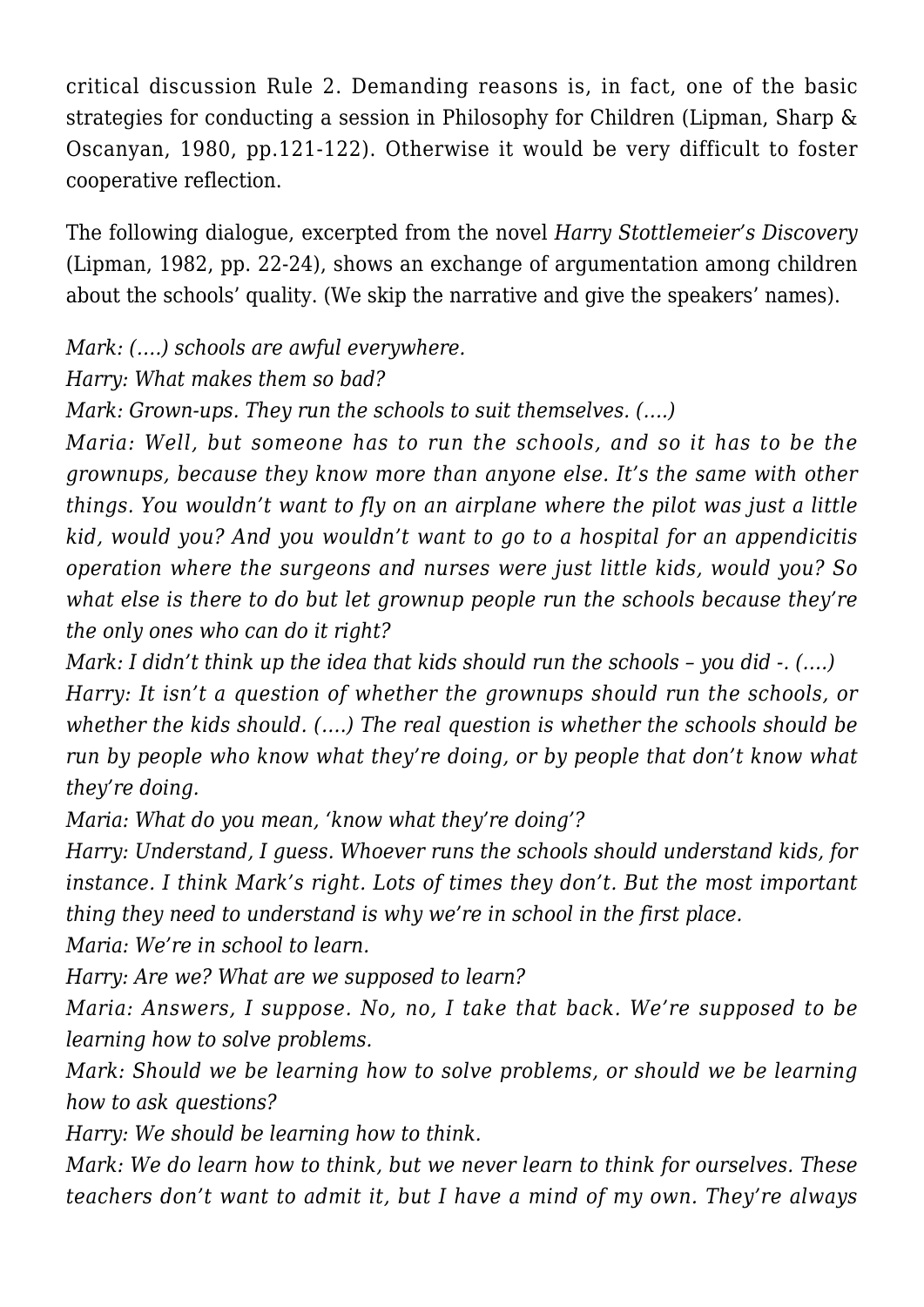critical discussion Rule 2. Demanding reasons is, in fact, one of the basic strategies for conducting a session in Philosophy for Children (Lipman, Sharp & Oscanyan, 1980, pp.121-122). Otherwise it would be very difficult to foster cooperative reflection.

The following dialogue, excerpted from the novel *Harry Stottlemeier's Discovery* (Lipman, 1982, pp. 22-24), shows an exchange of argumentation among children about the schools' quality. (We skip the narrative and give the speakers' names).

*Mark: (….) schools are awful everywhere.*
*Harry: What makes them so bad?*
*Mark: Grown-ups. They run the schools to suit themselves. (….)*
*Maria: Well, but someone has to run the schools, and so it has to be the grownups, because they know more than anyone else. It's the same with other things. You wouldn't want to fly on an airplane where the pilot was just a little kid, would you? And you wouldn't want to go to a hospital for an appendicitis operation where the surgeons and nurses were just little kids, would you? So what else is there to do but let grownup people run the schools because they're the only ones who can do it right?*
*Mark: I didn't think up the idea that kids should run the schools – you did -. (….)*
*Harry: It isn't a question of whether the grownups should run the schools, or whether the kids should. (….) The real question is whether the schools should be run by people who know what they're doing, or by people that don't know what they're doing.*
*Maria: What do you mean, 'know what they're doing'?*
*Harry: Understand, I guess. Whoever runs the schools should understand kids, for instance. I think Mark's right. Lots of times they don't. But the most important thing they need to understand is why we're in school in the first place.*
*Maria: We're in school to learn.*
*Harry: Are we? What are we supposed to learn?*
*Maria: Answers, I suppose. No, no, I take that back. We're supposed to be learning how to solve problems.*
*Mark: Should we be learning how to solve problems, or should we be learning how to ask questions?*
*Harry: We should be learning how to think.*
*Mark: We do learn how to think, but we never learn to think for ourselves. These teachers don't want to admit it, but I have a mind of my own. They're always*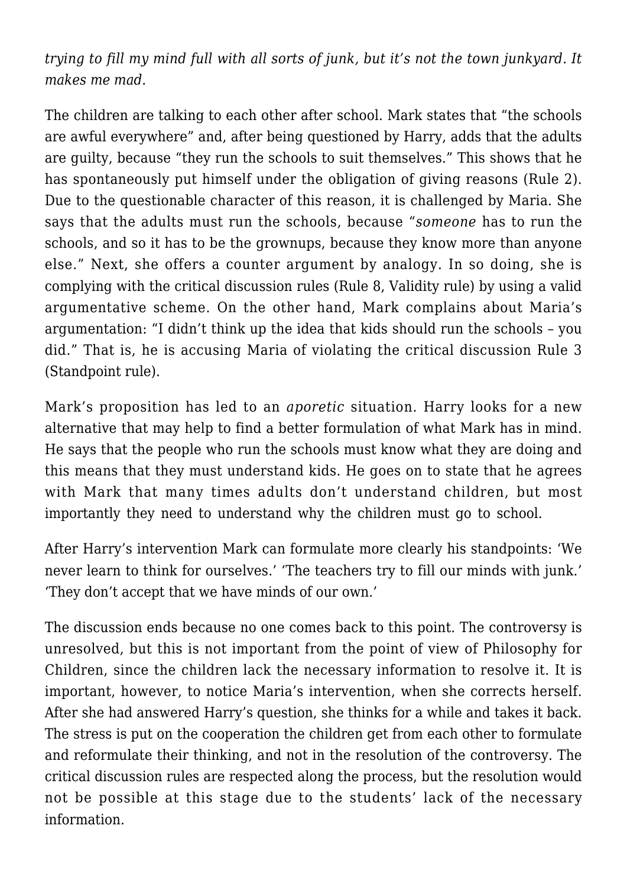*trying to fill my mind full with all sorts of junk, but it's not the town junkyard. It makes me mad.*

The children are talking to each other after school. Mark states that "the schools are awful everywhere" and, after being questioned by Harry, adds that the adults are guilty, because "they run the schools to suit themselves." This shows that he has spontaneously put himself under the obligation of giving reasons (Rule 2). Due to the questionable character of this reason, it is challenged by Maria. She says that the adults must run the schools, because "*someone* has to run the schools, and so it has to be the grownups, because they know more than anyone else." Next, she offers a counter argument by analogy. In so doing, she is complying with the critical discussion rules (Rule 8, Validity rule) by using a valid argumentative scheme. On the other hand, Mark complains about Maria's argumentation: "I didn't think up the idea that kids should run the schools – you did." That is, he is accusing Maria of violating the critical discussion Rule 3 (Standpoint rule).

Mark's proposition has led to an *aporetic* situation. Harry looks for a new alternative that may help to find a better formulation of what Mark has in mind. He says that the people who run the schools must know what they are doing and this means that they must understand kids. He goes on to state that he agrees with Mark that many times adults don't understand children, but most importantly they need to understand why the children must go to school.

After Harry's intervention Mark can formulate more clearly his standpoints: 'We never learn to think for ourselves.' 'The teachers try to fill our minds with junk.' 'They don't accept that we have minds of our own.'

The discussion ends because no one comes back to this point. The controversy is unresolved, but this is not important from the point of view of Philosophy for Children, since the children lack the necessary information to resolve it. It is important, however, to notice Maria's intervention, when she corrects herself. After she had answered Harry's question, she thinks for a while and takes it back. The stress is put on the cooperation the children get from each other to formulate and reformulate their thinking, and not in the resolution of the controversy. The critical discussion rules are respected along the process, but the resolution would not be possible at this stage due to the students' lack of the necessary information.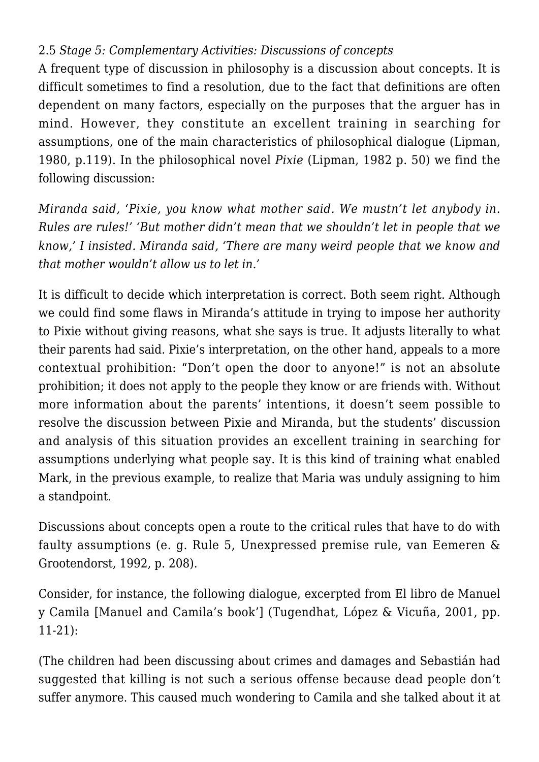2.5 *Stage 5: Complementary Activities: Discussions of concepts*

A frequent type of discussion in philosophy is a discussion about concepts. It is difficult sometimes to find a resolution, due to the fact that definitions are often dependent on many factors, especially on the purposes that the arguer has in mind. However, they constitute an excellent training in searching for assumptions, one of the main characteristics of philosophical dialogue (Lipman, 1980, p.119). In the philosophical novel *Pixie* (Lipman, 1982 p. 50) we find the following discussion:

*Miranda said, 'Pixie, you know what mother said. We mustn't let anybody in. Rules are rules!' 'But mother didn't mean that we shouldn't let in people that we know,' I insisted. Miranda said, 'There are many weird people that we know and that mother wouldn't allow us to let in.'*

It is difficult to decide which interpretation is correct. Both seem right. Although we could find some flaws in Miranda's attitude in trying to impose her authority to Pixie without giving reasons, what she says is true. It adjusts literally to what their parents had said. Pixie's interpretation, on the other hand, appeals to a more contextual prohibition: "Don't open the door to anyone!" is not an absolute prohibition; it does not apply to the people they know or are friends with. Without more information about the parents' intentions, it doesn't seem possible to resolve the discussion between Pixie and Miranda, but the students' discussion and analysis of this situation provides an excellent training in searching for assumptions underlying what people say. It is this kind of training what enabled Mark, in the previous example, to realize that Maria was unduly assigning to him a standpoint.

Discussions about concepts open a route to the critical rules that have to do with faulty assumptions (e. g. Rule 5, Unexpressed premise rule, van Eemeren & Grootendorst, 1992, p. 208).

Consider, for instance, the following dialogue, excerpted from El libro de Manuel y Camila [Manuel and Camila's book'] (Tugendhat, López & Vicuña, 2001, pp. 11-21):

(The children had been discussing about crimes and damages and Sebastián had suggested that killing is not such a serious offense because dead people don't suffer anymore. This caused much wondering to Camila and she talked about it at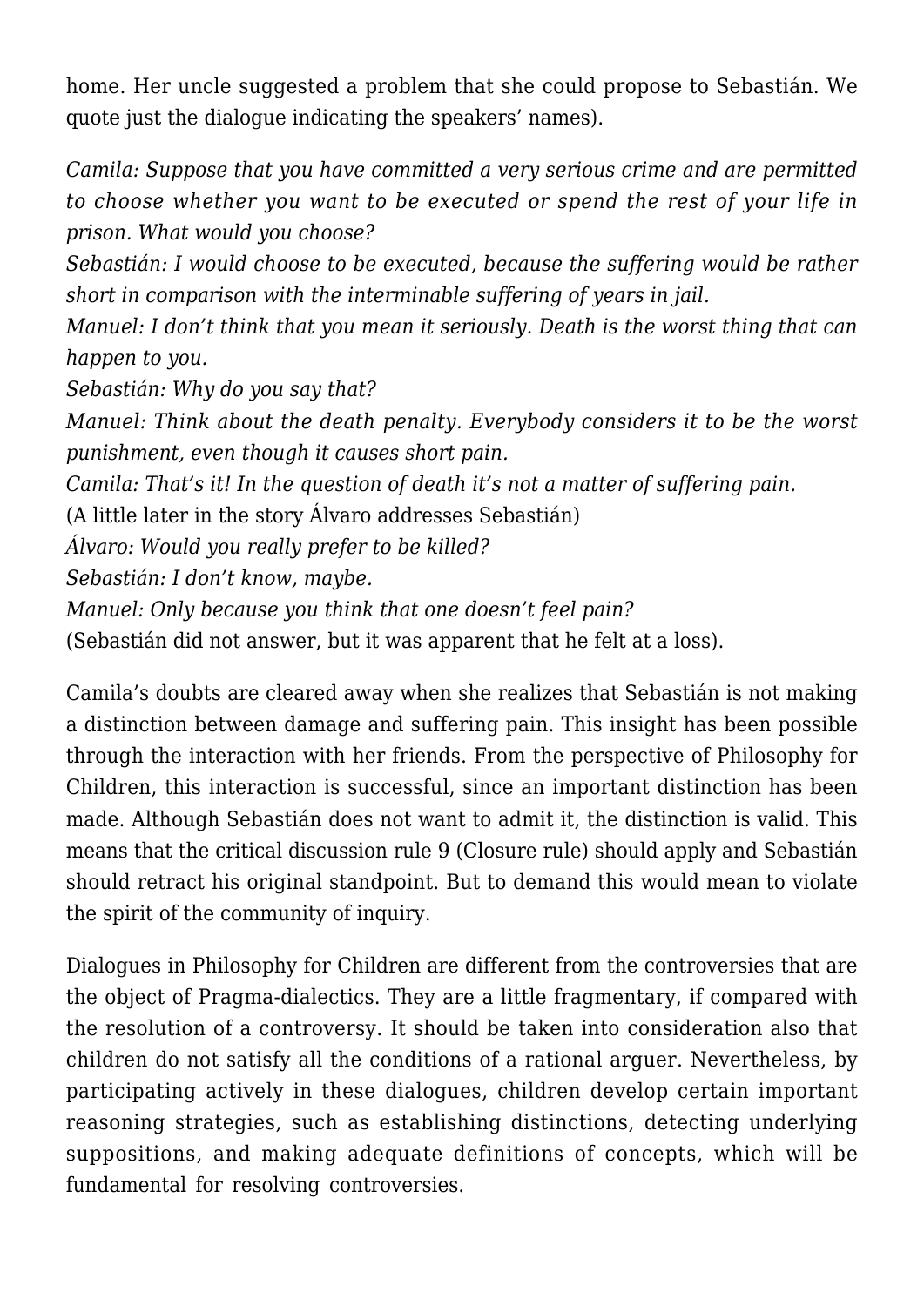home. Her uncle suggested a problem that she could propose to Sebastián. We quote just the dialogue indicating the speakers' names).

*Camila: Suppose that you have committed a very serious crime and are permitted to choose whether you want to be executed or spend the rest of your life in prison. What would you choose?*
*Sebastián: I would choose to be executed, because the suffering would be rather short in comparison with the interminable suffering of years in jail.*
*Manuel: I don't think that you mean it seriously. Death is the worst thing that can happen to you.*
*Sebastián: Why do you say that?*
*Manuel: Think about the death penalty. Everybody considers it to be the worst punishment, even though it causes short pain.*
*Camila: That's it! In the question of death it's not a matter of suffering pain.*
(A little later in the story Álvaro addresses Sebastián)
*Álvaro: Would you really prefer to be killed?*
*Sebastián: I don't know, maybe.*
*Manuel: Only because you think that one doesn't feel pain?*
(Sebastián did not answer, but it was apparent that he felt at a loss).

Camila's doubts are cleared away when she realizes that Sebastián is not making a distinction between damage and suffering pain. This insight has been possible through the interaction with her friends. From the perspective of Philosophy for Children, this interaction is successful, since an important distinction has been made. Although Sebastián does not want to admit it, the distinction is valid. This means that the critical discussion rule 9 (Closure rule) should apply and Sebastián should retract his original standpoint. But to demand this would mean to violate the spirit of the community of inquiry.

Dialogues in Philosophy for Children are different from the controversies that are the object of Pragma-dialectics. They are a little fragmentary, if compared with the resolution of a controversy. It should be taken into consideration also that children do not satisfy all the conditions of a rational arguer. Nevertheless, by participating actively in these dialogues, children develop certain important reasoning strategies, such as establishing distinctions, detecting underlying suppositions, and making adequate definitions of concepts, which will be fundamental for resolving controversies.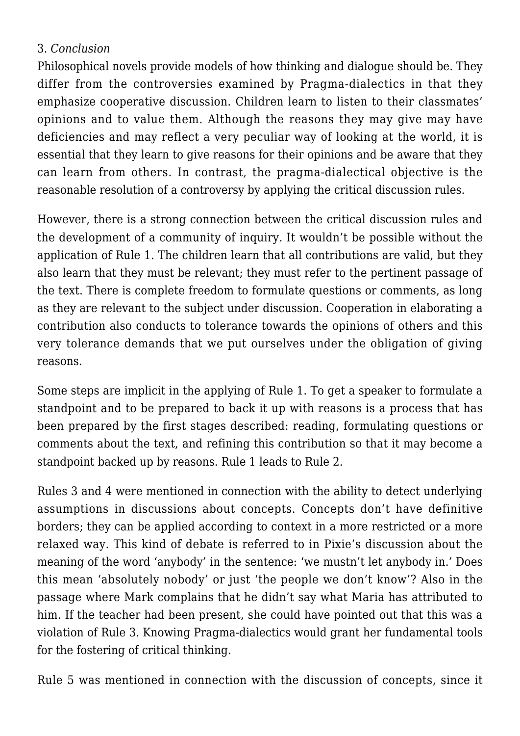### 3. *Conclusion*

Philosophical novels provide models of how thinking and dialogue should be. They differ from the controversies examined by Pragma-dialectics in that they emphasize cooperative discussion. Children learn to listen to their classmates' opinions and to value them. Although the reasons they may give may have deficiencies and may reflect a very peculiar way of looking at the world, it is essential that they learn to give reasons for their opinions and be aware that they can learn from others. In contrast, the pragma-dialectical objective is the reasonable resolution of a controversy by applying the critical discussion rules.

However, there is a strong connection between the critical discussion rules and the development of a community of inquiry. It wouldn't be possible without the application of Rule 1. The children learn that all contributions are valid, but they also learn that they must be relevant; they must refer to the pertinent passage of the text. There is complete freedom to formulate questions or comments, as long as they are relevant to the subject under discussion. Cooperation in elaborating a contribution also conducts to tolerance towards the opinions of others and this very tolerance demands that we put ourselves under the obligation of giving reasons.

Some steps are implicit in the applying of Rule 1. To get a speaker to formulate a standpoint and to be prepared to back it up with reasons is a process that has been prepared by the first stages described: reading, formulating questions or comments about the text, and refining this contribution so that it may become a standpoint backed up by reasons. Rule 1 leads to Rule 2.

Rules 3 and 4 were mentioned in connection with the ability to detect underlying assumptions in discussions about concepts. Concepts don't have definitive borders; they can be applied according to context in a more restricted or a more relaxed way. This kind of debate is referred to in Pixie's discussion about the meaning of the word 'anybody' in the sentence: 'we mustn't let anybody in.' Does this mean 'absolutely nobody' or just 'the people we don't know'? Also in the passage where Mark complains that he didn't say what Maria has attributed to him. If the teacher had been present, she could have pointed out that this was a violation of Rule 3. Knowing Pragma-dialectics would grant her fundamental tools for the fostering of critical thinking.

Rule 5 was mentioned in connection with the discussion of concepts, since it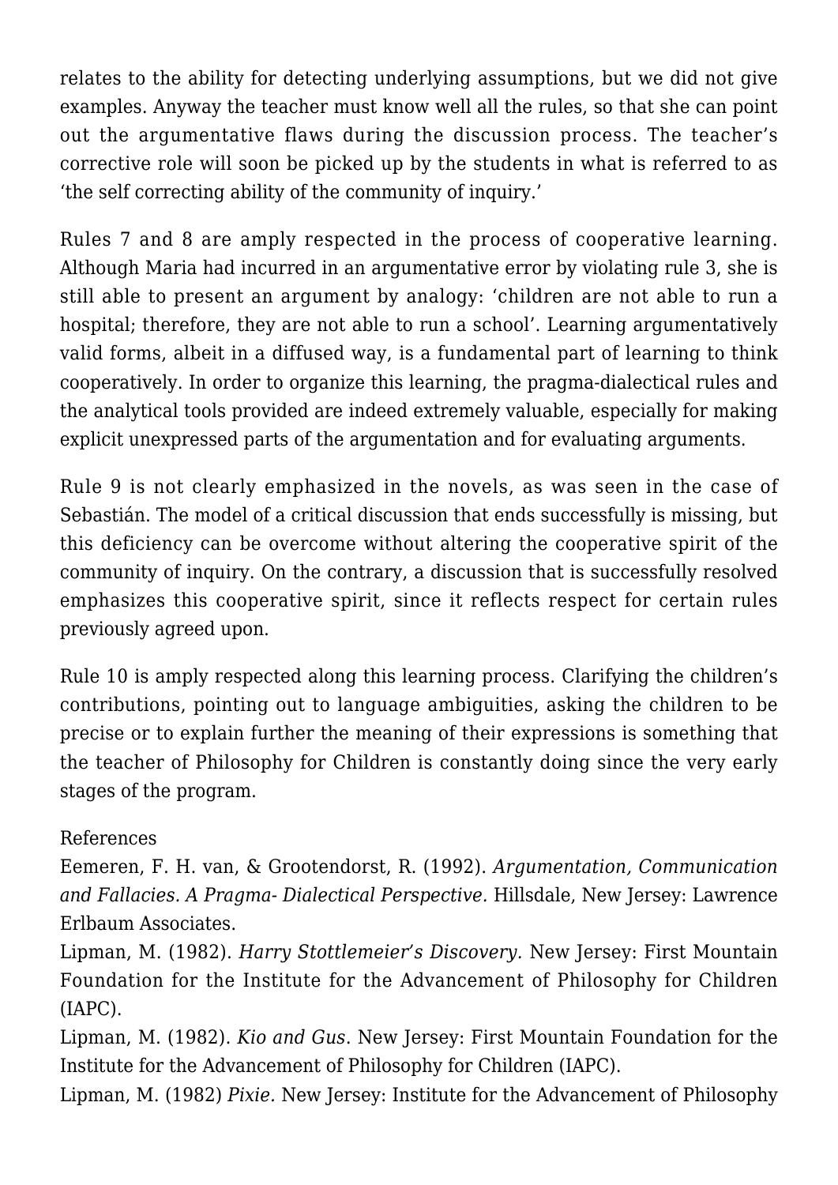relates to the ability for detecting underlying assumptions, but we did not give examples. Anyway the teacher must know well all the rules, so that she can point out the argumentative flaws during the discussion process. The teacher's corrective role will soon be picked up by the students in what is referred to as 'the self correcting ability of the community of inquiry.'

Rules 7 and 8 are amply respected in the process of cooperative learning. Although Maria had incurred in an argumentative error by violating rule 3, she is still able to present an argument by analogy: 'children are not able to run a hospital; therefore, they are not able to run a school'. Learning argumentatively valid forms, albeit in a diffused way, is a fundamental part of learning to think cooperatively. In order to organize this learning, the pragma-dialectical rules and the analytical tools provided are indeed extremely valuable, especially for making explicit unexpressed parts of the argumentation and for evaluating arguments.

Rule 9 is not clearly emphasized in the novels, as was seen in the case of Sebastián. The model of a critical discussion that ends successfully is missing, but this deficiency can be overcome without altering the cooperative spirit of the community of inquiry. On the contrary, a discussion that is successfully resolved emphasizes this cooperative spirit, since it reflects respect for certain rules previously agreed upon.

Rule 10 is amply respected along this learning process. Clarifying the children's contributions, pointing out to language ambiguities, asking the children to be precise or to explain further the meaning of their expressions is something that the teacher of Philosophy for Children is constantly doing since the very early stages of the program.

References

Eemeren, F. H. van, & Grootendorst, R. (1992). *Argumentation, Communication and Fallacies. A Pragma- Dialectical Perspective.* Hillsdale, New Jersey: Lawrence Erlbaum Associates.

Lipman, M. (1982). *Harry Stottlemeier's Discovery.* New Jersey: First Mountain Foundation for the Institute for the Advancement of Philosophy for Children (IAPC).

Lipman, M. (1982). *Kio and Gus*. New Jersey: First Mountain Foundation for the Institute for the Advancement of Philosophy for Children (IAPC).

Lipman, M. (1982) *Pixie.* New Jersey: Institute for the Advancement of Philosophy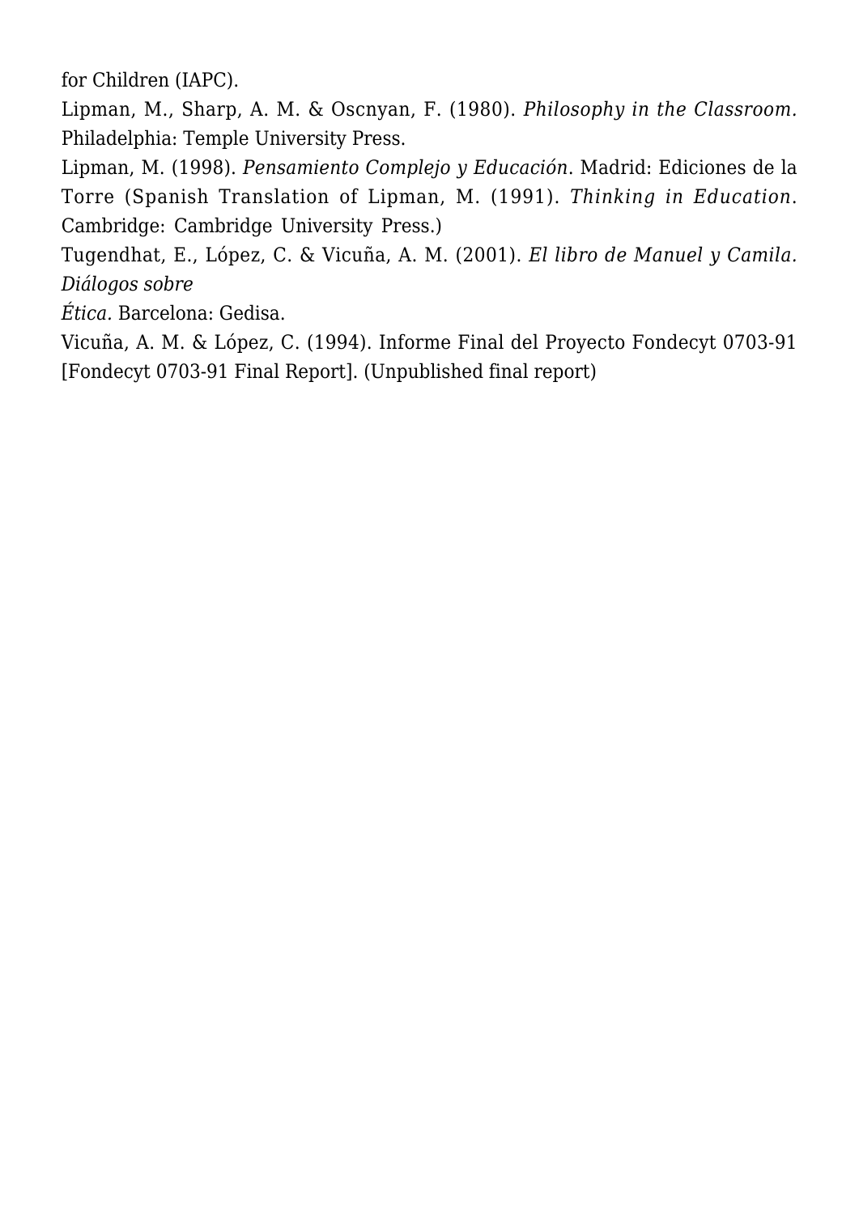for Children (IAPC).

Lipman, M., Sharp, A. M. & Oscnyan, F. (1980). *Philosophy in the Classroom.* Philadelphia: Temple University Press.

Lipman, M. (1998). *Pensamiento Complejo y Educación*. Madrid: Ediciones de la Torre (Spanish Translation of Lipman, M. (1991). *Thinking in Education*. Cambridge: Cambridge University Press.)

Tugendhat, E., López, C. & Vicuña, A. M. (2001). *El libro de Manuel y Camila. Diálogos sobre Ética.* Barcelona: Gedisa.

Vicuña, A. M. & López, C. (1994). Informe Final del Proyecto Fondecyt 0703-91 [Fondecyt 0703-91 Final Report]. (Unpublished final report)